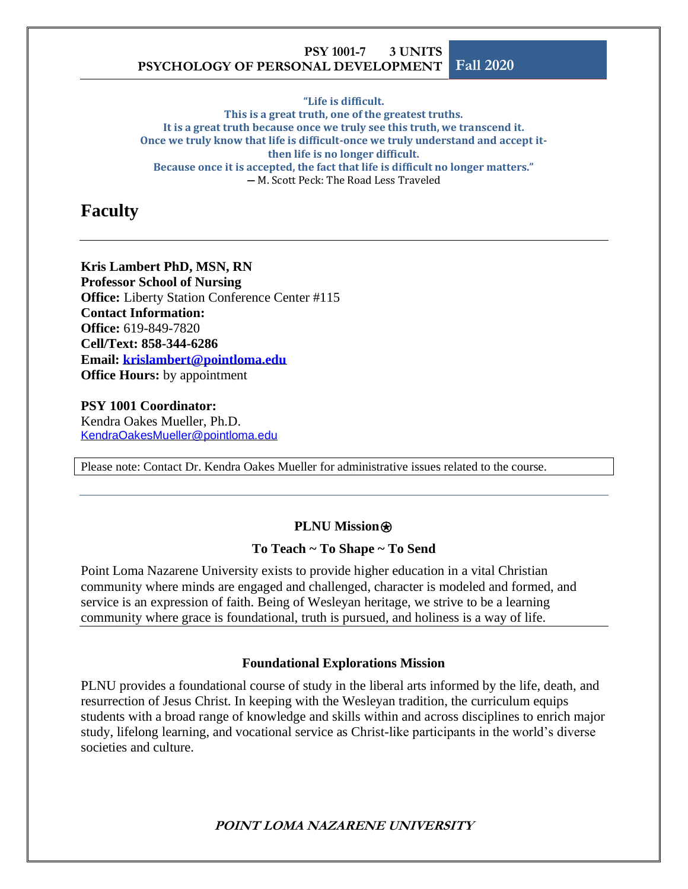**PSY 1001-7 3 UNITS**
**PSYCHOLOGY OF PERSONAL DEVELOPMENT** **Fall 2020**

**"Life is difficult.**
**This is a great truth, one of the greatest truths.**
**It is a great truth because once we truly see this truth, we transcend it.**
**Once we truly know that life is difficult-once we truly understand and accept it-**
**then life is no longer difficult.**
**Because once it is accepted, the fact that life is difficult no longer matters."**
― M. Scott Peck: The Road Less Traveled

# Faculty

**Kris Lambert PhD, MSN, RN**
**Professor School of Nursing**
**Office:** Liberty Station Conference Center #115
**Contact Information:**
**Office:** 619-849-7820
**Cell/Text: 858-344-6286**
**Email: krislambert@pointloma.edu**
**Office Hours:** by appointment

**PSY 1001 Coordinator:**
Kendra Oakes Mueller, Ph.D.
KendraOakesMueller@pointloma.edu

Please note: Contact Dr. Kendra Oakes Mueller for administrative issues related to the course.

### PLNU Mission⍟

### To Teach ~ To Shape ~ To Send

Point Loma Nazarene University exists to provide higher education in a vital Christian community where minds are engaged and challenged, character is modeled and formed, and service is an expression of faith. Being of Wesleyan heritage, we strive to be a learning community where grace is foundational, truth is pursued, and holiness is a way of life.

### Foundational Explorations Mission

PLNU provides a foundational course of study in the liberal arts informed by the life, death, and resurrection of Jesus Christ. In keeping with the Wesleyan tradition, the curriculum equips students with a broad range of knowledge and skills within and across disciplines to enrich major study, lifelong learning, and vocational service as Christ-like participants in the world's diverse societies and culture.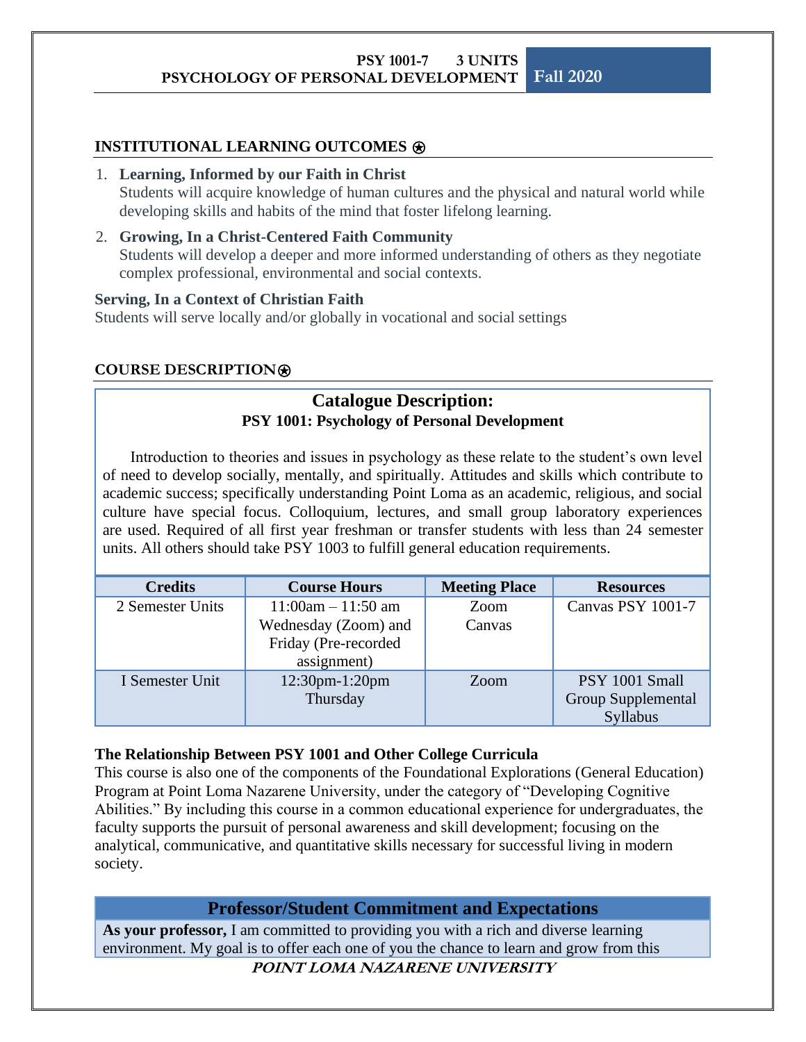**PSY 1001-7 3 UNITS**
**PSYCHOLOGY OF PERSONAL DEVELOPMENT** **Fall 2020**

## INSTITUTIONAL LEARNING OUTCOMES ⍟

1. **Learning, Informed by our Faith in Christ**
   Students will acquire knowledge of human cultures and the physical and natural world while developing skills and habits of the mind that foster lifelong learning.
2. **Growing, In a Christ-Centered Faith Community**
   Students will develop a deeper and more informed understanding of others as they negotiate complex professional, environmental and social contexts.

**Serving, In a Context of Christian Faith**
Students will serve locally and/or globally in vocational and social settings

## COURSE DESCRIPTION⍟

### Catalogue Description:
**PSY 1001: Psychology of Personal Development**

Introduction to theories and issues in psychology as these relate to the student's own level of need to develop socially, mentally, and spiritually. Attitudes and skills which contribute to academic success; specifically understanding Point Loma as an academic, religious, and social culture have special focus. Colloquium, lectures, and small group laboratory experiences are used. Required of all first year freshman or transfer students with less than 24 semester units. All others should take PSY 1003 to fulfill general education requirements.

| Credits | Course Hours | Meeting Place | Resources |
|---|---|---|---|
| 2 Semester Units | 11:00am – 11:50 am Wednesday (Zoom) and Friday (Pre-recorded assignment) | Zoom Canvas | Canvas PSY 1001-7 |
| I Semester Unit | 12:30pm-1:20pm Thursday | Zoom | PSY 1001 Small Group Supplemental Syllabus |

**The Relationship Between PSY 1001 and Other College Curricula**
This course is also one of the components of the Foundational Explorations (General Education) Program at Point Loma Nazarene University, under the category of "Developing Cognitive Abilities." By including this course in a common educational experience for undergraduates, the faculty supports the pursuit of personal awareness and skill development; focusing on the analytical, communicative, and quantitative skills necessary for successful living in modern society.

## Professor/Student Commitment and Expectations

**As your professor,** I am committed to providing you with a rich and diverse learning environment. My goal is to offer each one of you the chance to learn and grow from this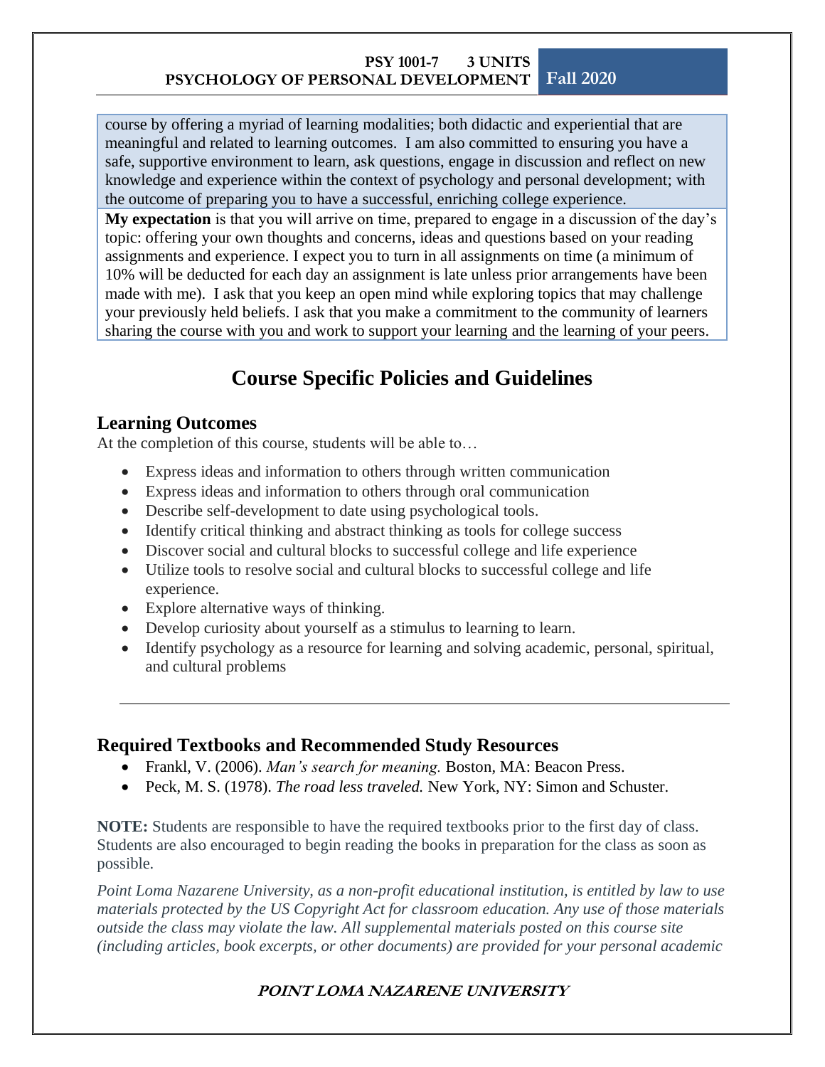course by offering a myriad of learning modalities; both didactic and experiential that are meaningful and related to learning outcomes. I am also committed to ensuring you have a safe, supportive environment to learn, ask questions, engage in discussion and reflect on new knowledge and experience within the context of psychology and personal development; with the outcome of preparing you to have a successful, enriching college experience.

**My expectation** is that you will arrive on time, prepared to engage in a discussion of the day's topic: offering your own thoughts and concerns, ideas and questions based on your reading assignments and experience. I expect you to turn in all assignments on time (a minimum of 10% will be deducted for each day an assignment is late unless prior arrangements have been made with me). I ask that you keep an open mind while exploring topics that may challenge your previously held beliefs. I ask that you make a commitment to the community of learners sharing the course with you and work to support your learning and the learning of your peers.

# Course Specific Policies and Guidelines

## Learning Outcomes

At the completion of this course, students will be able to…

- Express ideas and information to others through written communication
- Express ideas and information to others through oral communication
- Describe self-development to date using psychological tools.
- Identify critical thinking and abstract thinking as tools for college success
- Discover social and cultural blocks to successful college and life experience
- Utilize tools to resolve social and cultural blocks to successful college and life experience.
- Explore alternative ways of thinking.
- Develop curiosity about yourself as a stimulus to learning to learn.
- Identify psychology as a resource for learning and solving academic, personal, spiritual, and cultural problems

---

## Required Textbooks and Recommended Study Resources

- Frankl, V. (2006). *Man's search for meaning.* Boston, MA: Beacon Press.
- Peck, M. S. (1978). *The road less traveled.* New York, NY: Simon and Schuster.

**NOTE:** Students are responsible to have the required textbooks prior to the first day of class. Students are also encouraged to begin reading the books in preparation for the class as soon as possible.

*Point Loma Nazarene University, as a non-profit educational institution, is entitled by law to use materials protected by the US Copyright Act for classroom education. Any use of those materials outside the class may violate the law. All supplemental materials posted on this course site (including articles, book excerpts, or other documents) are provided for your personal academic*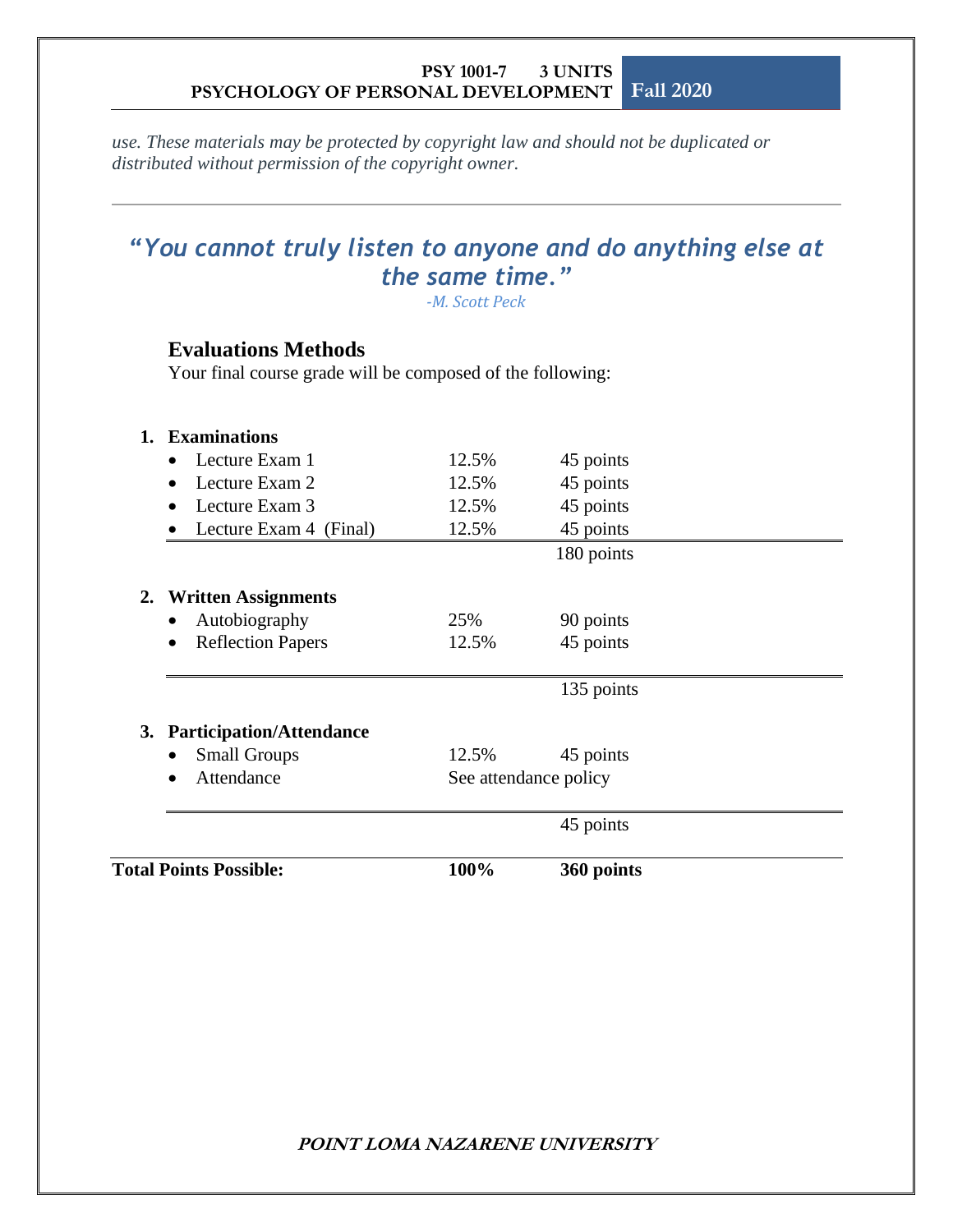*use. These materials may be protected by copyright law and should not be duplicated or distributed without permission of the copyright owner.*

---

> ***"You cannot truly listen to anyone and do anything else at the same time."***
>
> *-M. Scott Peck*

### Evaluations Methods

Your final course grade will be composed of the following:

| | | |
|---|---|---|
| **1. Examinations** | | |
| • Lecture Exam 1 | 12.5% | 45 points |
| • Lecture Exam 2 | 12.5% | 45 points |
| • Lecture Exam 3 | 12.5% | 45 points |
| • Lecture Exam 4 (Final) | 12.5% | 45 points |
| | | 180 points |
| **2. Written Assignments** | | |
| • Autobiography | 25% | 90 points |
| • Reflection Papers | 12.5% | 45 points |
| | | 135 points |
| **3. Participation/Attendance** | | |
| • Small Groups | 12.5% | 45 points |
| • Attendance | See attendance policy | |
| | | 45 points |
| **Total Points Possible:** | **100%** | **360 points** |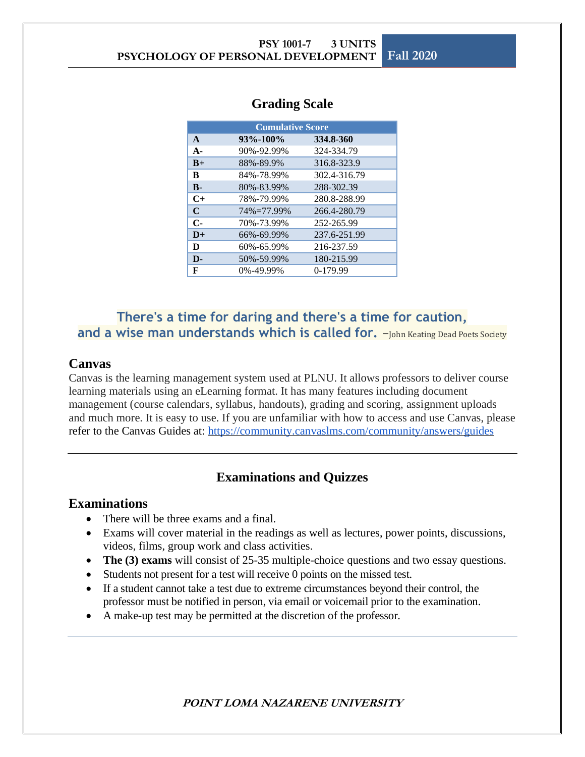## Grading Scale

| Cumulative Score | | |
|---|---|---|
| **A** | **93%-100%** | **334.8-360** |
| **A-** | 90%-92.99% | 324-334.79 |
| **B+** | 88%-89.9% | 316.8-323.9 |
| **B** | 84%-78.99% | 302.4-316.79 |
| **B-** | 80%-83.99% | 288-302.39 |
| **C+** | 78%-79.99% | 280.8-288.99 |
| **C** | 74%=77.99% | 266.4-280.79 |
| **C-** | 70%-73.99% | 252-265.99 |
| **D+** | 66%-69.99% | 237.6-251.99 |
| **D** | 60%-65.99% | 216-237.59 |
| **D-** | 50%-59.99% | 180-215.99 |
| **F** | 0%-49.99% | 0-179.99 |

**There's a time for daring and there's a time for caution, and a wise man understands which is called for.** –John Keating Dead Poets Society

### Canvas

Canvas is the learning management system used at PLNU. It allows professors to deliver course learning materials using an eLearning format. It has many features including document management (course calendars, syllabus, handouts), grading and scoring, assignment uploads and much more. It is easy to use. If you are unfamiliar with how to access and use Canvas, please refer to the Canvas Guides at: https://community.canvaslms.com/community/answers/guides

---

## Examinations and Quizzes

### Examinations

- There will be three exams and a final.
- Exams will cover material in the readings as well as lectures, power points, discussions, videos, films, group work and class activities.
- **The (3) exams** will consist of 25-35 multiple-choice questions and two essay questions.
- Students not present for a test will receive 0 points on the missed test.
- If a student cannot take a test due to extreme circumstances beyond their control, the professor must be notified in person, via email or voicemail prior to the examination.
- A make-up test may be permitted at the discretion of the professor.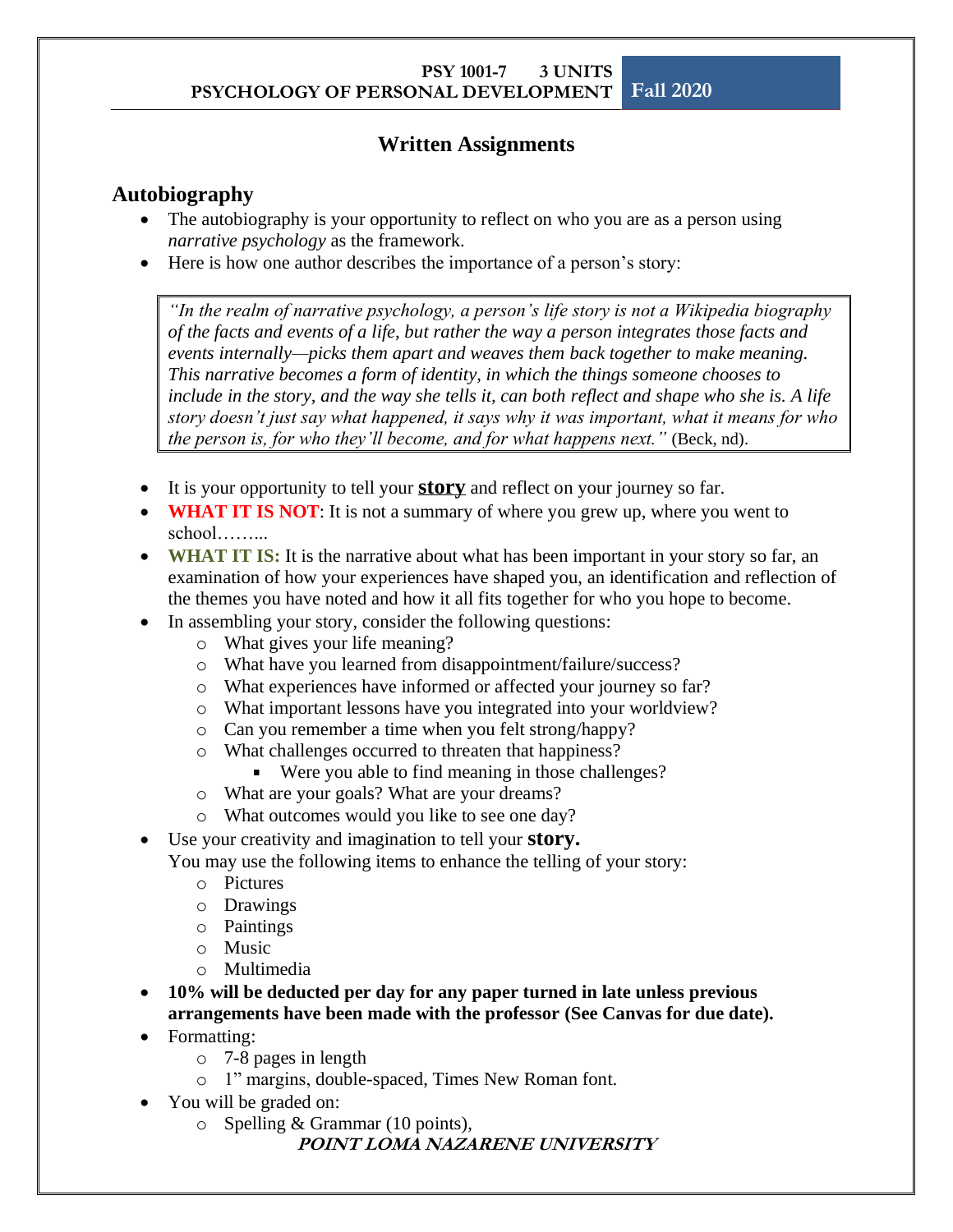# Written Assignments

## Autobiography

- The autobiography is your opportunity to reflect on who you are as a person using *narrative psychology* as the framework.
- Here is how one author describes the importance of a person's story:

> *"In the realm of narrative psychology, a person's life story is not a Wikipedia biography of the facts and events of a life, but rather the way a person integrates those facts and events internally—picks them apart and weaves them back together to make meaning. This narrative becomes a form of identity, in which the things someone chooses to include in the story, and the way she tells it, can both reflect and shape who she is. A life story doesn't just say what happened, it says why it was important, what it means for who the person is, for who they'll become, and for what happens next."* (Beck, nd).

- It is your opportunity to tell your **story** and reflect on your journey so far.
- **WHAT IT IS NOT**: It is not a summary of where you grew up, where you went to school……...
- **WHAT IT IS:** It is the narrative about what has been important in your story so far, an examination of how your experiences have shaped you, an identification and reflection of the themes you have noted and how it all fits together for who you hope to become.
- In assembling your story, consider the following questions:
  - What gives your life meaning?
  - What have you learned from disappointment/failure/success?
  - What experiences have informed or affected your journey so far?
  - What important lessons have you integrated into your worldview?
  - Can you remember a time when you felt strong/happy?
  - What challenges occurred to threaten that happiness?
    - Were you able to find meaning in those challenges?
  - What are your goals? What are your dreams?
  - What outcomes would you like to see one day?
- Use your creativity and imagination to tell your **story.**
  You may use the following items to enhance the telling of your story:
  - Pictures
  - Drawings
  - Paintings
  - Music
  - Multimedia
- **10% will be deducted per day for any paper turned in late unless previous arrangements have been made with the professor (See Canvas for due date).**
- Formatting:
  - 7-8 pages in length
  - 1" margins, double-spaced, Times New Roman font.
- You will be graded on:
  - Spelling & Grammar (10 points),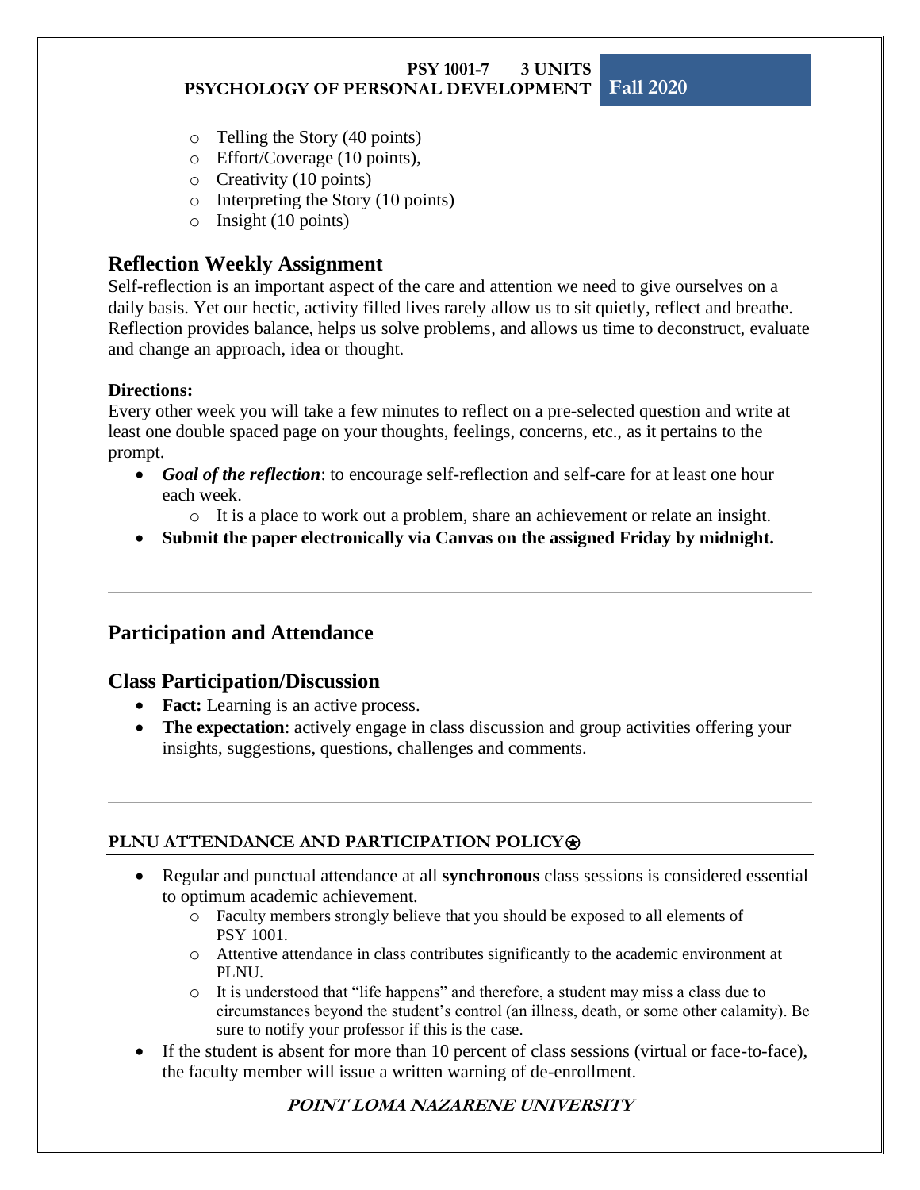- Telling the Story (40 points)
- Effort/Coverage (10 points),
- Creativity (10 points)
- Interpreting the Story (10 points)
- Insight (10 points)

## Reflection Weekly Assignment

Self-reflection is an important aspect of the care and attention we need to give ourselves on a daily basis. Yet our hectic, activity filled lives rarely allow us to sit quietly, reflect and breathe. Reflection provides balance, helps us solve problems, and allows us time to deconstruct, evaluate and change an approach, idea or thought.

**Directions:**

Every other week you will take a few minutes to reflect on a pre-selected question and write at least one double spaced page on your thoughts, feelings, concerns, etc., as it pertains to the prompt.

- ***Goal of the reflection***: to encourage self-reflection and self-care for at least one hour each week.
  - It is a place to work out a problem, share an achievement or relate an insight.
- **Submit the paper electronically via Canvas on the assigned Friday by midnight.**

---

## Participation and Attendance

## Class Participation/Discussion

- **Fact:** Learning is an active process.
- **The expectation**: actively engage in class discussion and group activities offering your insights, suggestions, questions, challenges and comments.

---

### PLNU ATTENDANCE AND PARTICIPATION POLICY⍟

- Regular and punctual attendance at all **synchronous** class sessions is considered essential to optimum academic achievement.
  - Faculty members strongly believe that you should be exposed to all elements of PSY 1001.
  - Attentive attendance in class contributes significantly to the academic environment at PLNU.
  - It is understood that "life happens" and therefore, a student may miss a class due to circumstances beyond the student's control (an illness, death, or some other calamity). Be sure to notify your professor if this is the case.
- If the student is absent for more than 10 percent of class sessions (virtual or face-to-face), the faculty member will issue a written warning of de-enrollment.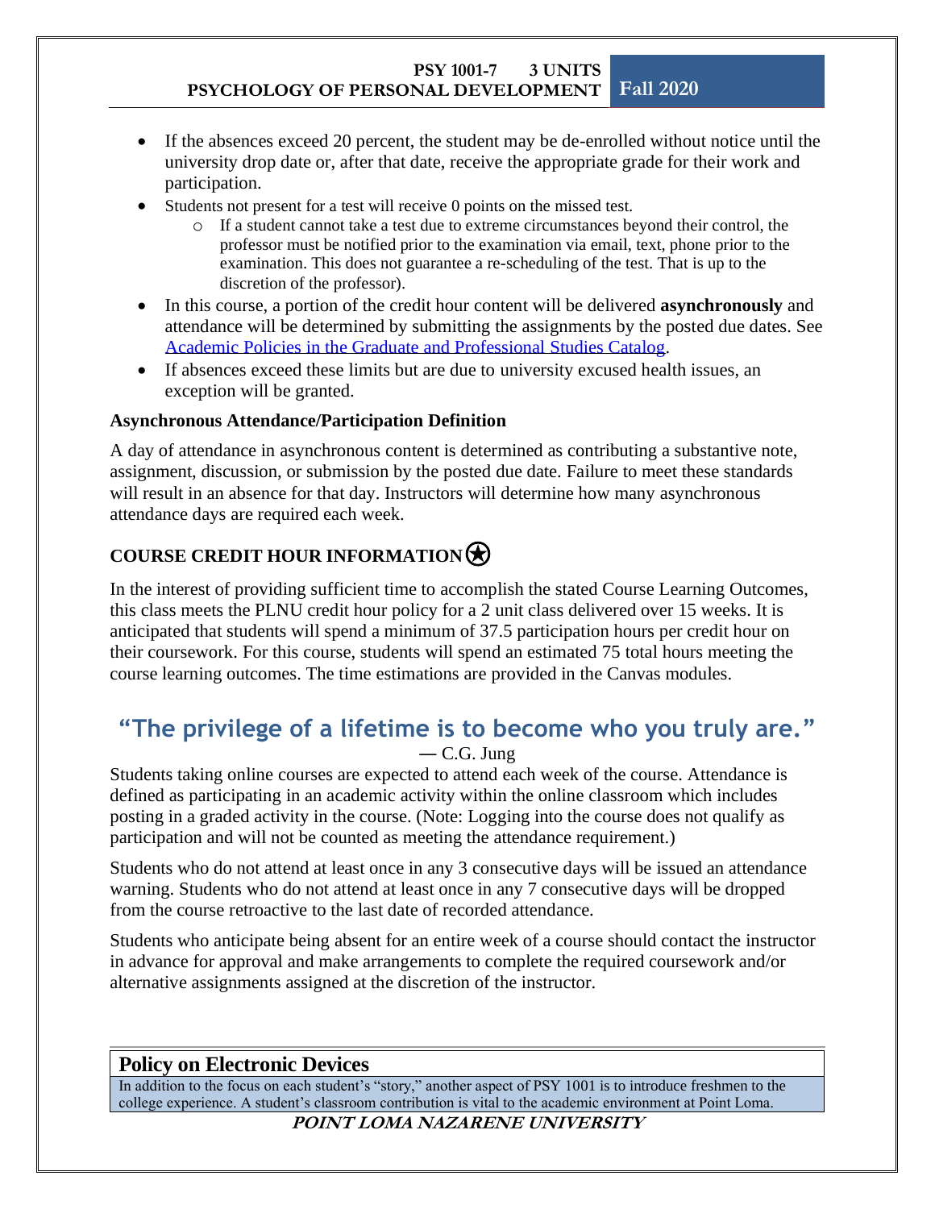- If the absences exceed 20 percent, the student may be de-enrolled without notice until the university drop date or, after that date, receive the appropriate grade for their work and participation.
- Students not present for a test will receive 0 points on the missed test.
    - If a student cannot take a test due to extreme circumstances beyond their control, the professor must be notified prior to the examination via email, text, phone prior to the examination. This does not guarantee a re-scheduling of the test. That is up to the discretion of the professor).
- In this course, a portion of the credit hour content will be delivered **asynchronously** and attendance will be determined by submitting the assignments by the posted due dates. See [Academic Policies in the Graduate and Professional Studies Catalog](#).
- If absences exceed these limits but are due to university excused health issues, an exception will be granted.

**Asynchronous Attendance/Participation Definition**

A day of attendance in asynchronous content is determined as contributing a substantive note, assignment, discussion, or submission by the posted due date. Failure to meet these standards will result in an absence for that day. Instructors will determine how many asynchronous attendance days are required each week.

## COURSE CREDIT HOUR INFORMATION ⍟

In the interest of providing sufficient time to accomplish the stated Course Learning Outcomes, this class meets the PLNU credit hour policy for a 2 unit class delivered over 15 weeks. It is anticipated that students will spend a minimum of 37.5 participation hours per credit hour on their coursework. For this course, students will spend an estimated 75 total hours meeting the course learning outcomes. The time estimations are provided in the Canvas modules.

## "The privilege of a lifetime is to become who you truly are."

— C.G. Jung

Students taking online courses are expected to attend each week of the course. Attendance is defined as participating in an academic activity within the online classroom which includes posting in a graded activity in the course. (Note: Logging into the course does not qualify as participation and will not be counted as meeting the attendance requirement.)

Students who do not attend at least once in any 3 consecutive days will be issued an attendance warning. Students who do not attend at least once in any 7 consecutive days will be dropped from the course retroactive to the last date of recorded attendance.

Students who anticipate being absent for an entire week of a course should contact the instructor in advance for approval and make arrangements to complete the required coursework and/or alternative assignments assigned at the discretion of the instructor.

## Policy on Electronic Devices

In addition to the focus on each student's "story," another aspect of PSY 1001 is to introduce freshmen to the college experience. A student's classroom contribution is vital to the academic environment at Point Loma.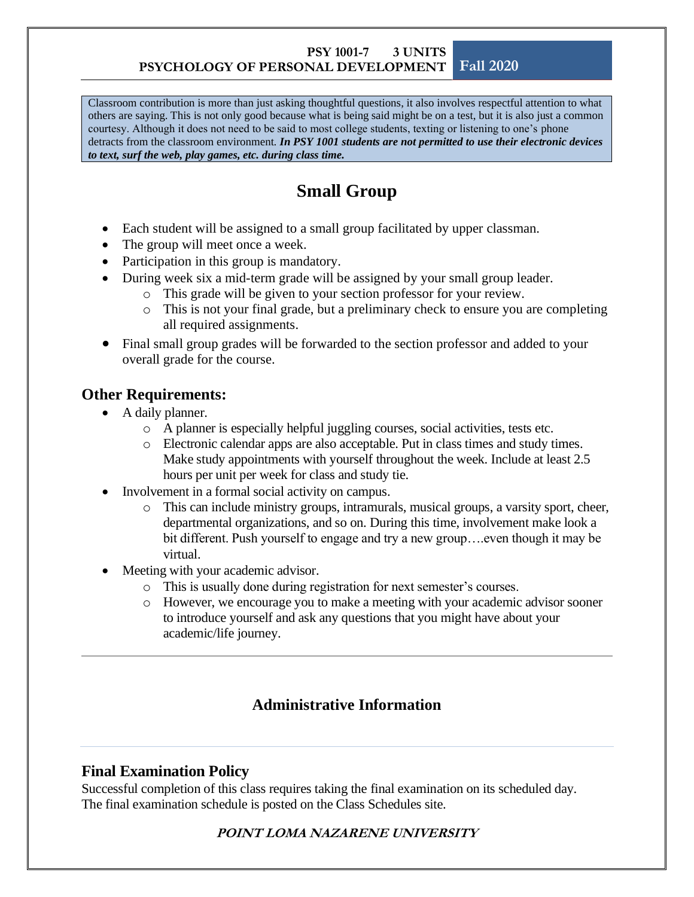Classroom contribution is more than just asking thoughtful questions, it also involves respectful attention to what others are saying. This is not only good because what is being said might be on a test, but it is also just a common courtesy. Although it does not need to be said to most college students, texting or listening to one's phone detracts from the classroom environment. ***In PSY 1001 students are not permitted to use their electronic devices to text, surf the web, play games, etc. during class time.***

## Small Group

- Each student will be assigned to a small group facilitated by upper classman.
- The group will meet once a week.
- Participation in this group is mandatory.
- During week six a mid-term grade will be assigned by your small group leader.
    - This grade will be given to your section professor for your review.
    - This is not your final grade, but a preliminary check to ensure you are completing all required assignments.
- Final small group grades will be forwarded to the section professor and added to your overall grade for the course.

### Other Requirements:

- A daily planner.
    - A planner is especially helpful juggling courses, social activities, tests etc.
    - Electronic calendar apps are also acceptable. Put in class times and study times. Make study appointments with yourself throughout the week. Include at least 2.5 hours per unit per week for class and study tie.
- Involvement in a formal social activity on campus.
    - This can include ministry groups, intramurals, musical groups, a varsity sport, cheer, departmental organizations, and so on. During this time, involvement make look a bit different. Push yourself to engage and try a new group….even though it may be virtual.
- Meeting with your academic advisor.
    - This is usually done during registration for next semester's courses.
    - However, we encourage you to make a meeting with your academic advisor sooner to introduce yourself and ask any questions that you might have about your academic/life journey.

---

## Administrative Information

### Final Examination Policy

Successful completion of this class requires taking the final examination on its scheduled day. The final examination schedule is posted on the Class Schedules site.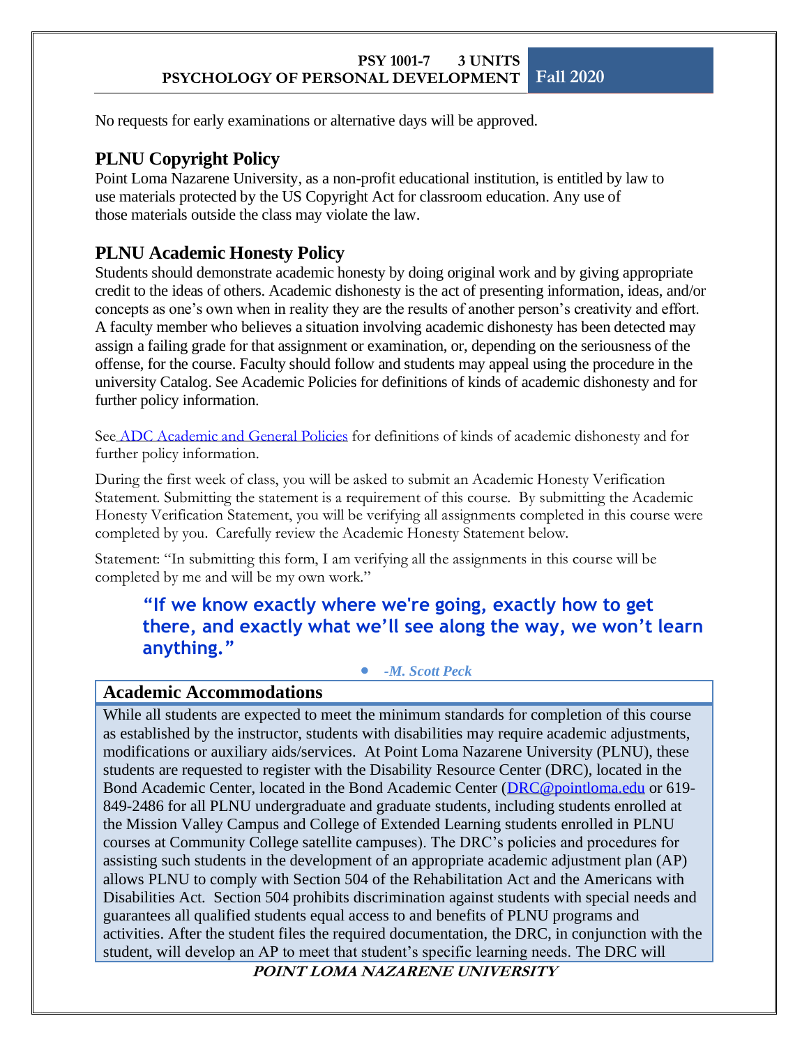No requests for early examinations or alternative days will be approved.

## PLNU Copyright Policy

Point Loma Nazarene University, as a non-profit educational institution, is entitled by law to use materials protected by the US Copyright Act for classroom education. Any use of those materials outside the class may violate the law.

## PLNU Academic Honesty Policy

Students should demonstrate academic honesty by doing original work and by giving appropriate credit to the ideas of others. Academic dishonesty is the act of presenting information, ideas, and/or concepts as one's own when in reality they are the results of another person's creativity and effort. A faculty member who believes a situation involving academic dishonesty has been detected may assign a failing grade for that assignment or examination, or, depending on the seriousness of the offense, for the course. Faculty should follow and students may appeal using the procedure in the university Catalog. See Academic Policies for definitions of kinds of academic dishonesty and for further policy information.

See ADC Academic and General Policies for definitions of kinds of academic dishonesty and for further policy information.

During the first week of class, you will be asked to submit an Academic Honesty Verification Statement. Submitting the statement is a requirement of this course. By submitting the Academic Honesty Verification Statement, you will be verifying all assignments completed in this course were completed by you. Carefully review the Academic Honesty Statement below.

Statement: "In submitting this form, I am verifying all the assignments in this course will be completed by me and will be my own work."

> **"If we know exactly where we're going, exactly how to get there, and exactly what we'll see along the way, we won't learn anything."**
>
> - *-M. Scott Peck*

## Academic Accommodations

While all students are expected to meet the minimum standards for completion of this course as established by the instructor, students with disabilities may require academic adjustments, modifications or auxiliary aids/services. At Point Loma Nazarene University (PLNU), these students are requested to register with the Disability Resource Center (DRC), located in the Bond Academic Center, located in the Bond Academic Center (DRC@pointloma.edu or 619-849-2486 for all PLNU undergraduate and graduate students, including students enrolled at the Mission Valley Campus and College of Extended Learning students enrolled in PLNU courses at Community College satellite campuses). The DRC's policies and procedures for assisting such students in the development of an appropriate academic adjustment plan (AP) allows PLNU to comply with Section 504 of the Rehabilitation Act and the Americans with Disabilities Act. Section 504 prohibits discrimination against students with special needs and guarantees all qualified students equal access to and benefits of PLNU programs and activities. After the student files the required documentation, the DRC, in conjunction with the student, will develop an AP to meet that student's specific learning needs. The DRC will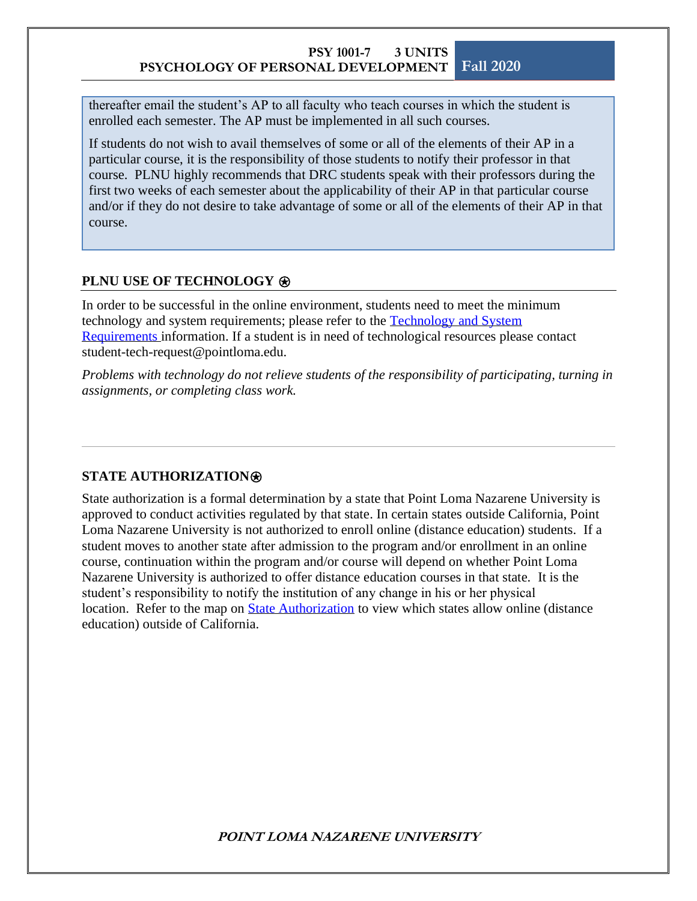thereafter email the student's AP to all faculty who teach courses in which the student is enrolled each semester. The AP must be implemented in all such courses.

If students do not wish to avail themselves of some or all of the elements of their AP in a particular course, it is the responsibility of those students to notify their professor in that course. PLNU highly recommends that DRC students speak with their professors during the first two weeks of each semester about the applicability of their AP in that particular course and/or if they do not desire to take advantage of some or all of the elements of their AP in that course.

## PLNU USE OF TECHNOLOGY ⍟

In order to be successful in the online environment, students need to meet the minimum technology and system requirements; please refer to the Technology and System Requirements information. If a student is in need of technological resources please contact student-tech-request@pointloma.edu.

*Problems with technology do not relieve students of the responsibility of participating, turning in assignments, or completing class work.*

---

## STATE AUTHORIZATION⍟

State authorization is a formal determination by a state that Point Loma Nazarene University is approved to conduct activities regulated by that state. In certain states outside California, Point Loma Nazarene University is not authorized to enroll online (distance education) students. If a student moves to another state after admission to the program and/or enrollment in an online course, continuation within the program and/or course will depend on whether Point Loma Nazarene University is authorized to offer distance education courses in that state. It is the student's responsibility to notify the institution of any change in his or her physical location. Refer to the map on State Authorization to view which states allow online (distance education) outside of California.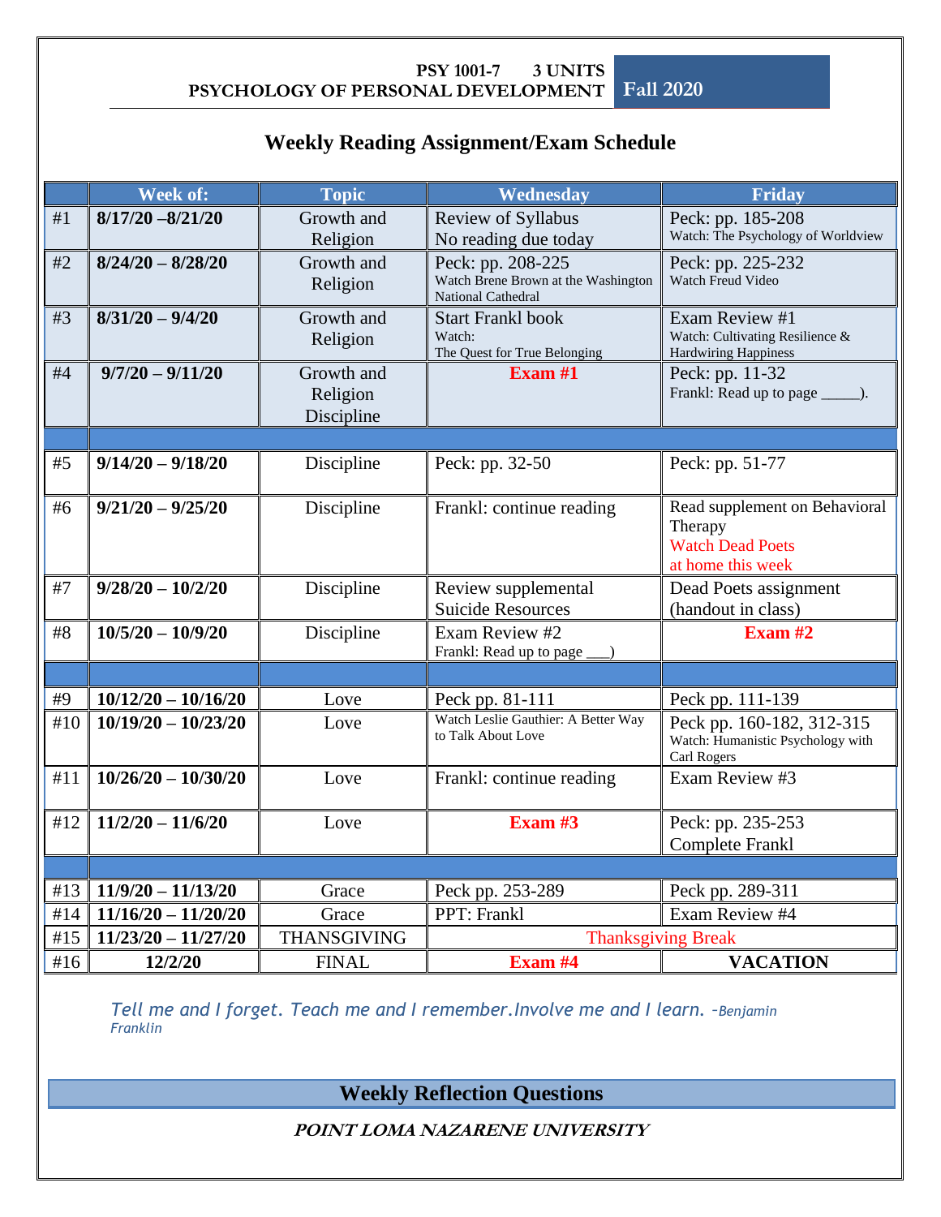**PSY 1001-7 3 UNITS**
**PSYCHOLOGY OF PERSONAL DEVELOPMENT** **Fall 2020**

## Weekly Reading Assignment/Exam Schedule

| | Week of: | Topic | Wednesday | Friday |
|---|---|---|---|---|
| #1 | **8/17/20 –8/21/20** | Growth and Religion | Review of Syllabus<br>No reading due today | Peck: pp. 185-208<br>Watch: The Psychology of Worldview |
| #2 | **8/24/20 – 8/28/20** | Growth and Religion | Peck: pp. 208-225<br>Watch Brene Brown at the Washington National Cathedral | Peck: pp. 225-232<br>Watch Freud Video |
| #3 | **8/31/20 – 9/4/20** | Growth and Religion | Start Frankl book<br>Watch:<br>The Quest for True Belonging | Exam Review #1<br>Watch: Cultivating Resilience & Hardwiring Happiness |
| #4 | **9/7/20 – 9/11/20** | Growth and Religion<br>Discipline | **Exam #1** | Peck: pp. 11-32<br>Frankl: Read up to page _____). |
| | | | | |
| #5 | **9/14/20 – 9/18/20** | Discipline | Peck: pp. 32-50 | Peck: pp. 51-77 |
| #6 | **9/21/20 – 9/25/20** | Discipline | Frankl: continue reading | Read supplement on Behavioral Therapy<br>Watch Dead Poets at home this week |
| #7 | **9/28/20 – 10/2/20** | Discipline | Review supplemental Suicide Resources | Dead Poets assignment (handout in class) |
| #8 | **10/5/20 – 10/9/20** | Discipline | Exam Review #2<br>Frankl: Read up to page ___) | **Exam #2** |
| | | | | |
| #9 | **10/12/20 – 10/16/20** | Love | Peck pp. 81-111 | Peck pp. 111-139 |
| #10 | **10/19/20 – 10/23/20** | Love | Watch Leslie Gauthier: A Better Way to Talk About Love | Peck pp. 160-182, 312-315<br>Watch: Humanistic Psychology with Carl Rogers |
| #11 | **10/26/20 – 10/30/20** | Love | Frankl: continue reading | Exam Review #3 |
| #12 | **11/2/20 – 11/6/20** | Love | **Exam #3** | Peck: pp. 235-253<br>Complete Frankl |
| | | | | |
| #13 | **11/9/20 – 11/13/20** | Grace | Peck pp. 253-289 | Peck pp. 289-311 |
| #14 | **11/16/20 – 11/20/20** | Grace | PPT: Frankl | Exam Review #4 |
| #15 | **11/23/20 – 11/27/20** | THANSGIVING | Thanksgiving Break | |
| #16 | **12/2/20** | FINAL | **Exam #4** | **VACATION** |

*Tell me and I forget. Teach me and I remember.Involve me and I learn. –Benjamin Franklin*

## Weekly Reflection Questions

***POINT LOMA NAZARENE UNIVERSITY***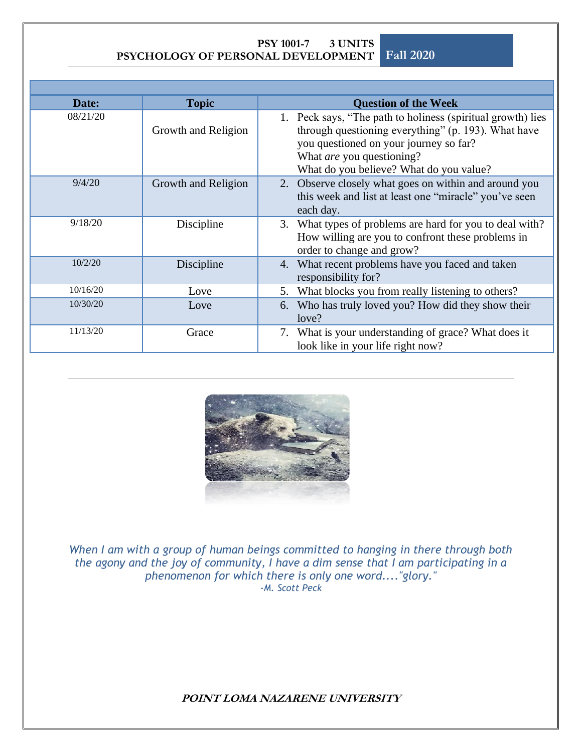**PSY 1001-7 3 UNITS**
**PSYCHOLOGY OF PERSONAL DEVELOPMENT** **Fall 2020**

| Date: | Topic | Question of the Week |
|---|---|---|
| 08/21/20 | Growth and Religion | 1. Peck says, "The path to holiness (spiritual growth) lies through questioning everything" (p. 193). What have you questioned on your journey so far? What *are* you questioning? What do you believe? What do you value? |
| 9/4/20 | Growth and Religion | 2. Observe closely what goes on within and around you this week and list at least one "miracle" you've seen each day. |
| 9/18/20 | Discipline | 3. What types of problems are hard for you to deal with? How willing are you to confront these problems in order to change and grow? |
| 10/2/20 | Discipline | 4. What recent problems have you faced and taken responsibility for? |
| 10/16/20 | Love | 5. What blocks you from really listening to others? |
| 10/30/20 | Love | 6. Who has truly loved you? How did they show their love? |
| 11/13/20 | Grace | 7. What is your understanding of grace? What does it look like in your life right now? |

---

*When I am with a group of human beings committed to hanging in there through both the agony and the joy of community, I have a dim sense that I am participating in a phenomenon for which there is only one word...."glory."*
*-M. Scott Peck*

***POINT LOMA NAZARENE UNIVERSITY***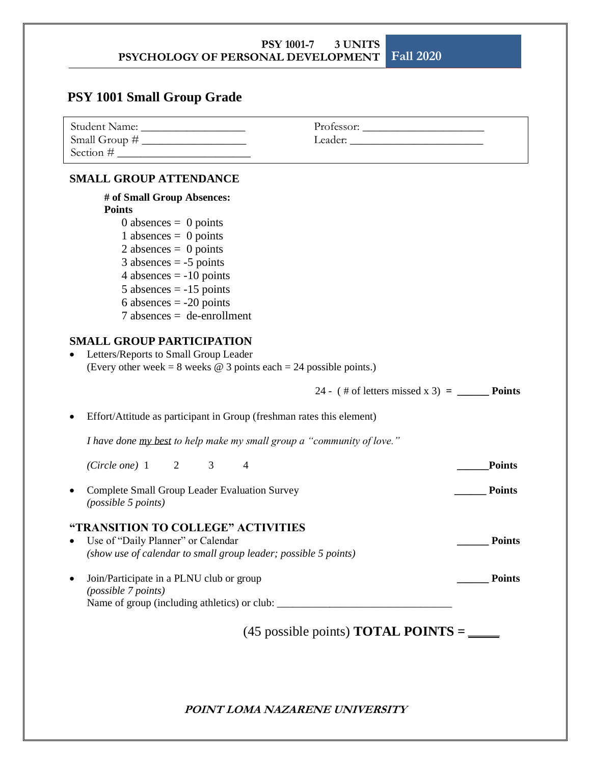**PSY 1001-7 3 UNITS**
**PSYCHOLOGY OF PERSONAL DEVELOPMENT** **Fall 2020**

## PSY 1001 Small Group Grade

Student Name: ___________________ Professor: ______________________
Small Group # ___________________ Leader: ________________________
Section # ________________________

### SMALL GROUP ATTENDANCE

**# of Small Group Absences:**
**Points**

0 absences = 0 points
1 absences = 0 points
2 absences = 0 points
3 absences = -5 points
4 absences = -10 points
5 absences = -15 points
6 absences = -20 points
7 absences = de-enrollment

### SMALL GROUP PARTICIPATION

- Letters/Reports to Small Group Leader
  (Every other week = 8 weeks @ 3 points each = 24 possible points.)

  24 - ( # of letters missed x 3) = ______ **Points**

- Effort/Attitude as participant in Group (freshman rates this element)

  *I have done <u>my best</u> to help make my small group a "community of love."*

  *(Circle one)* 1 2 3 4 ______**Points**

- Complete Small Group Leader Evaluation Survey ______ **Points**
  *(possible 5 points)*

### "TRANSITION TO COLLEGE" ACTIVITIES

- Use of "Daily Planner" or Calendar ______ **Points**
  *(show use of calendar to small group leader; possible 5 points)*

- Join/Participate in a PLNU club or group ______ **Points**
  *(possible 7 points)*
  Name of group (including athletics) or club: _________________________________

(45 possible points) **TOTAL POINTS = _____**

***POINT LOMA NAZARENE UNIVERSITY***